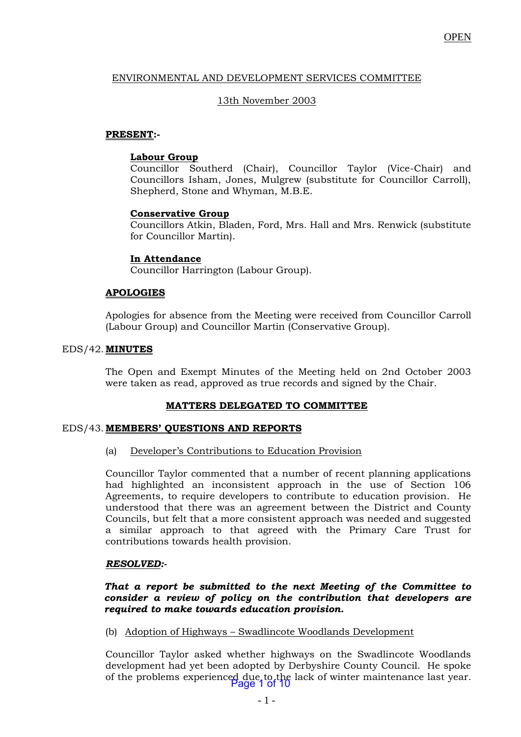OPEN

ENVIRONMENTAL AND DEVELOPMENT SERVICES COMMITTEE

13th November 2003

**PRESENT:-**

**Labour Group**
Councillor Southerd (Chair), Councillor Taylor (Vice-Chair) and Councillors Isham, Jones, Mulgrew (substitute for Councillor Carroll), Shepherd, Stone and Whyman, M.B.E.

**Conservative Group**
Councillors Atkin, Bladen, Ford, Mrs. Hall and Mrs. Renwick (substitute for Councillor Martin).

**In Attendance**
Councillor Harrington (Labour Group).

**APOLOGIES**

Apologies for absence from the Meeting were received from Councillor Carroll (Labour Group) and Councillor Martin (Conservative Group).

EDS/42. **MINUTES**

The Open and Exempt Minutes of the Meeting held on 2nd October 2003 were taken as read, approved as true records and signed by the Chair.

**MATTERS DELEGATED TO COMMITTEE**

EDS/43. **MEMBERS' QUESTIONS AND REPORTS**

(a) Developer's Contributions to Education Provision

Councillor Taylor commented that a number of recent planning applications had highlighted an inconsistent approach in the use of Section 106 Agreements, to require developers to contribute to education provision. He understood that there was an agreement between the District and County Councils, but felt that a more consistent approach was needed and suggested a similar approach to that agreed with the Primary Care Trust for contributions towards health provision.

***RESOLVED:-***

***That a report be submitted to the next Meeting of the Committee to consider a review of policy on the contribution that developers are required to make towards education provision.***

(b) Adoption of Highways – Swadlincote Woodlands Development

Councillor Taylor asked whether highways on the Swadlincote Woodlands development had yet been adopted by Derbyshire County Council. He spoke of the problems experienced due to the lack of winter maintenance last year.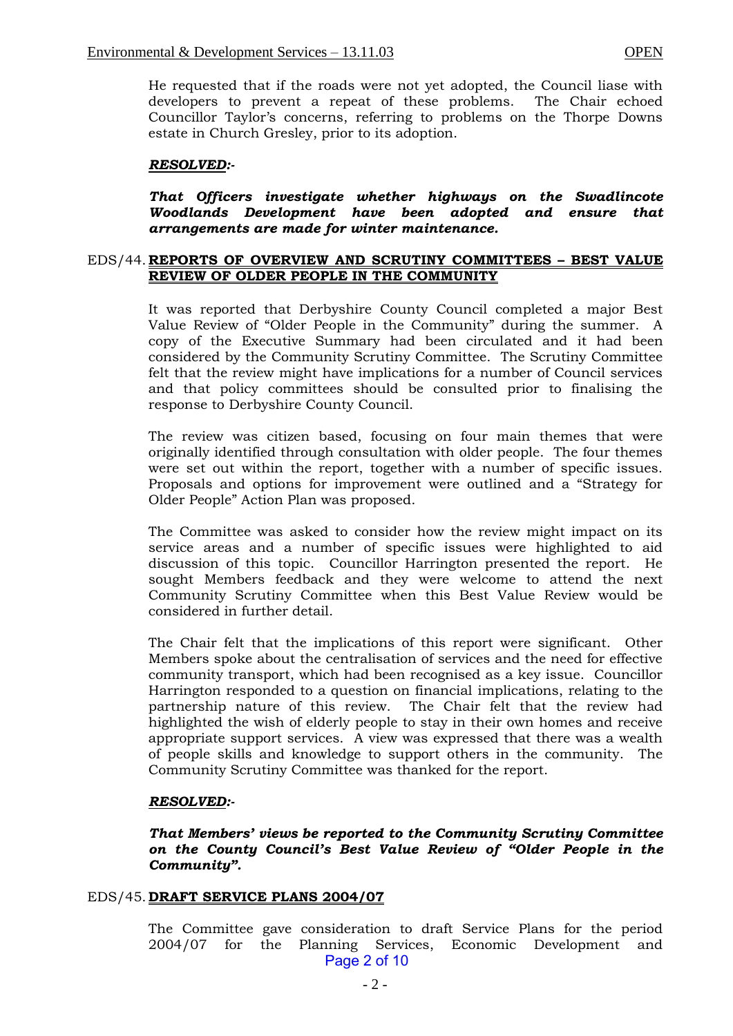He requested that if the roads were not yet adopted, the Council liase with developers to prevent a repeat of these problems. The Chair echoed Councillor Taylor's concerns, referring to problems on the Thorpe Downs estate in Church Gresley, prior to its adoption.

***RESOLVED:-***

***That Officers investigate whether highways on the Swadlincote Woodlands Development have been adopted and ensure that arrangements are made for winter maintenance.***

EDS/44. **REPORTS OF OVERVIEW AND SCRUTINY COMMITTEES – BEST VALUE REVIEW OF OLDER PEOPLE IN THE COMMUNITY**

It was reported that Derbyshire County Council completed a major Best Value Review of "Older People in the Community" during the summer. A copy of the Executive Summary had been circulated and it had been considered by the Community Scrutiny Committee. The Scrutiny Committee felt that the review might have implications for a number of Council services and that policy committees should be consulted prior to finalising the response to Derbyshire County Council.

The review was citizen based, focusing on four main themes that were originally identified through consultation with older people. The four themes were set out within the report, together with a number of specific issues. Proposals and options for improvement were outlined and a "Strategy for Older People" Action Plan was proposed.

The Committee was asked to consider how the review might impact on its service areas and a number of specific issues were highlighted to aid discussion of this topic. Councillor Harrington presented the report. He sought Members feedback and they were welcome to attend the next Community Scrutiny Committee when this Best Value Review would be considered in further detail.

The Chair felt that the implications of this report were significant. Other Members spoke about the centralisation of services and the need for effective community transport, which had been recognised as a key issue. Councillor Harrington responded to a question on financial implications, relating to the partnership nature of this review. The Chair felt that the review had highlighted the wish of elderly people to stay in their own homes and receive appropriate support services. A view was expressed that there was a wealth of people skills and knowledge to support others in the community. The Community Scrutiny Committee was thanked for the report.

***RESOLVED:-***

***That Members' views be reported to the Community Scrutiny Committee on the County Council's Best Value Review of "Older People in the Community".***

EDS/45. **DRAFT SERVICE PLANS 2004/07**

The Committee gave consideration to draft Service Plans for the period 2004/07 for the Planning Services, Economic Development and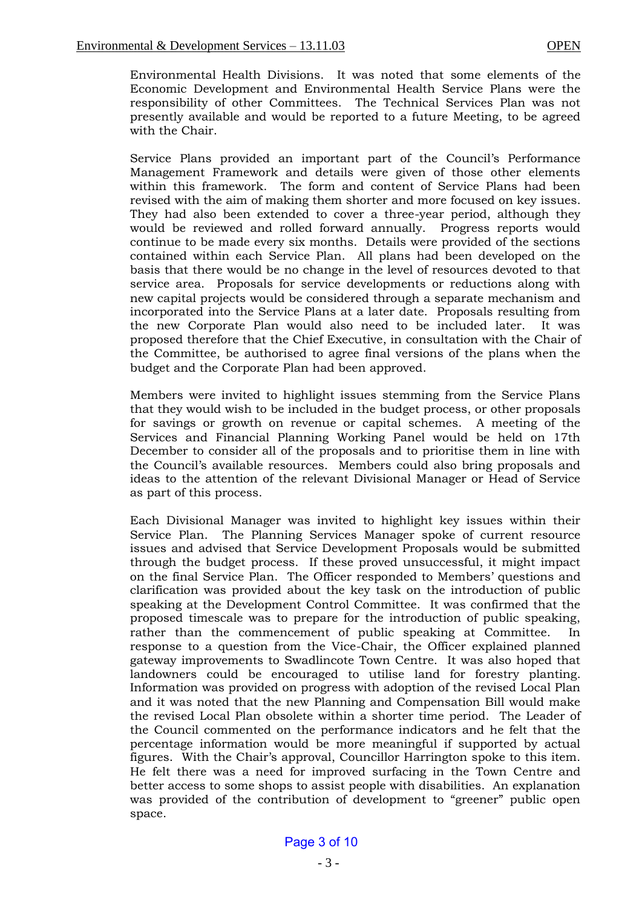Environmental Health Divisions. It was noted that some elements of the Economic Development and Environmental Health Service Plans were the responsibility of other Committees. The Technical Services Plan was not presently available and would be reported to a future Meeting, to be agreed with the Chair.

Service Plans provided an important part of the Council's Performance Management Framework and details were given of those other elements within this framework. The form and content of Service Plans had been revised with the aim of making them shorter and more focused on key issues. They had also been extended to cover a three-year period, although they would be reviewed and rolled forward annually. Progress reports would continue to be made every six months. Details were provided of the sections contained within each Service Plan. All plans had been developed on the basis that there would be no change in the level of resources devoted to that service area. Proposals for service developments or reductions along with new capital projects would be considered through a separate mechanism and incorporated into the Service Plans at a later date. Proposals resulting from the new Corporate Plan would also need to be included later. It was proposed therefore that the Chief Executive, in consultation with the Chair of the Committee, be authorised to agree final versions of the plans when the budget and the Corporate Plan had been approved.

Members were invited to highlight issues stemming from the Service Plans that they would wish to be included in the budget process, or other proposals for savings or growth on revenue or capital schemes. A meeting of the Services and Financial Planning Working Panel would be held on 17th December to consider all of the proposals and to prioritise them in line with the Council's available resources. Members could also bring proposals and ideas to the attention of the relevant Divisional Manager or Head of Service as part of this process.

Each Divisional Manager was invited to highlight key issues within their Service Plan. The Planning Services Manager spoke of current resource issues and advised that Service Development Proposals would be submitted through the budget process. If these proved unsuccessful, it might impact on the final Service Plan. The Officer responded to Members' questions and clarification was provided about the key task on the introduction of public speaking at the Development Control Committee. It was confirmed that the proposed timescale was to prepare for the introduction of public speaking, rather than the commencement of public speaking at Committee. In response to a question from the Vice-Chair, the Officer explained planned gateway improvements to Swadlincote Town Centre. It was also hoped that landowners could be encouraged to utilise land for forestry planting. Information was provided on progress with adoption of the revised Local Plan and it was noted that the new Planning and Compensation Bill would make the revised Local Plan obsolete within a shorter time period. The Leader of the Council commented on the performance indicators and he felt that the percentage information would be more meaningful if supported by actual figures. With the Chair's approval, Councillor Harrington spoke to this item. He felt there was a need for improved surfacing in the Town Centre and better access to some shops to assist people with disabilities. An explanation was provided of the contribution of development to "greener" public open space.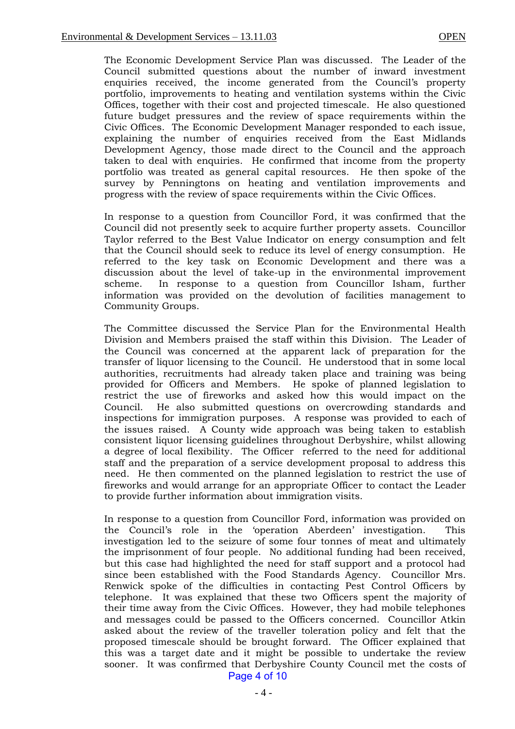The Economic Development Service Plan was discussed. The Leader of the Council submitted questions about the number of inward investment enquiries received, the income generated from the Council's property portfolio, improvements to heating and ventilation systems within the Civic Offices, together with their cost and projected timescale. He also questioned future budget pressures and the review of space requirements within the Civic Offices. The Economic Development Manager responded to each issue, explaining the number of enquiries received from the East Midlands Development Agency, those made direct to the Council and the approach taken to deal with enquiries. He confirmed that income from the property portfolio was treated as general capital resources. He then spoke of the survey by Penningtons on heating and ventilation improvements and progress with the review of space requirements within the Civic Offices.

In response to a question from Councillor Ford, it was confirmed that the Council did not presently seek to acquire further property assets. Councillor Taylor referred to the Best Value Indicator on energy consumption and felt that the Council should seek to reduce its level of energy consumption. He referred to the key task on Economic Development and there was a discussion about the level of take-up in the environmental improvement scheme. In response to a question from Councillor Isham, further information was provided on the devolution of facilities management to Community Groups.

The Committee discussed the Service Plan for the Environmental Health Division and Members praised the staff within this Division. The Leader of the Council was concerned at the apparent lack of preparation for the transfer of liquor licensing to the Council. He understood that in some local authorities, recruitments had already taken place and training was being provided for Officers and Members. He spoke of planned legislation to restrict the use of fireworks and asked how this would impact on the Council. He also submitted questions on overcrowding standards and inspections for immigration purposes. A response was provided to each of the issues raised. A County wide approach was being taken to establish consistent liquor licensing guidelines throughout Derbyshire, whilst allowing a degree of local flexibility. The Officer referred to the need for additional staff and the preparation of a service development proposal to address this need. He then commented on the planned legislation to restrict the use of fireworks and would arrange for an appropriate Officer to contact the Leader to provide further information about immigration visits.

In response to a question from Councillor Ford, information was provided on the Council's role in the 'operation Aberdeen' investigation. This investigation led to the seizure of some four tonnes of meat and ultimately the imprisonment of four people. No additional funding had been received, but this case had highlighted the need for staff support and a protocol had since been established with the Food Standards Agency. Councillor Mrs. Renwick spoke of the difficulties in contacting Pest Control Officers by telephone. It was explained that these two Officers spent the majority of their time away from the Civic Offices. However, they had mobile telephones and messages could be passed to the Officers concerned. Councillor Atkin asked about the review of the traveller toleration policy and felt that the proposed timescale should be brought forward. The Officer explained that this was a target date and it might be possible to undertake the review sooner. It was confirmed that Derbyshire County Council met the costs of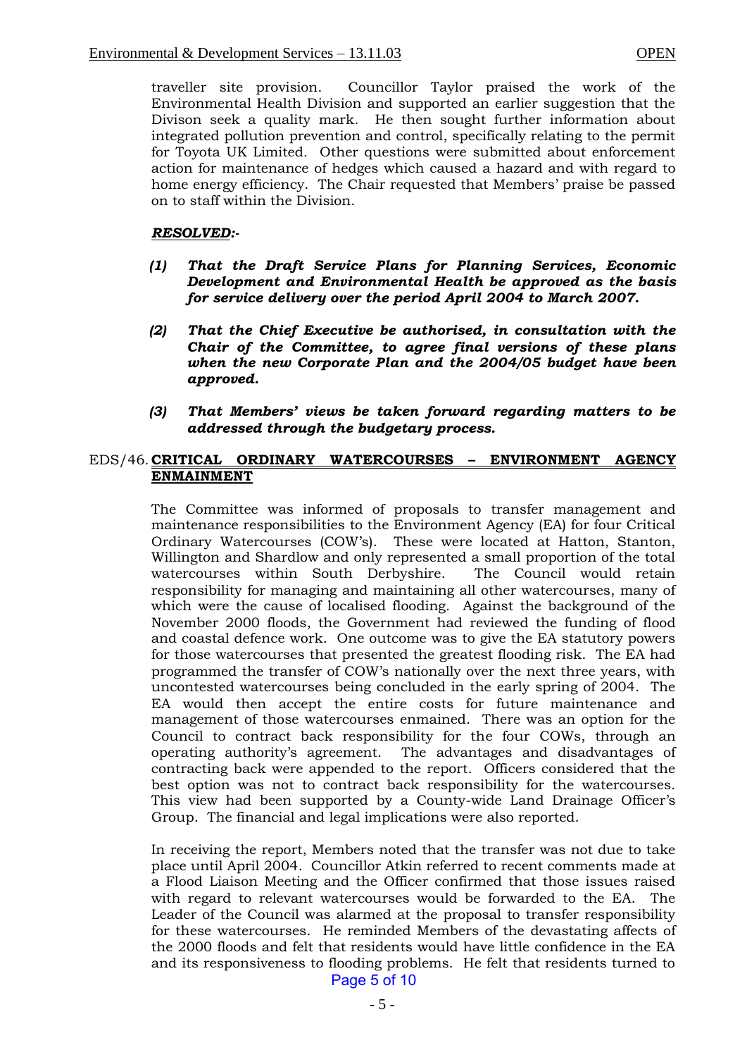traveller site provision. Councillor Taylor praised the work of the Environmental Health Division and supported an earlier suggestion that the Divison seek a quality mark. He then sought further information about integrated pollution prevention and control, specifically relating to the permit for Toyota UK Limited. Other questions were submitted about enforcement action for maintenance of hedges which caused a hazard and with regard to home energy efficiency. The Chair requested that Members' praise be passed on to staff within the Division.

***RESOLVED:-***

***(1) That the Draft Service Plans for Planning Services, Economic Development and Environmental Health be approved as the basis for service delivery over the period April 2004 to March 2007.***

***(2) That the Chief Executive be authorised, in consultation with the Chair of the Committee, to agree final versions of these plans when the new Corporate Plan and the 2004/05 budget have been approved.***

***(3) That Members' views be taken forward regarding matters to be addressed through the budgetary process.***

EDS/46. **CRITICAL ORDINARY WATERCOURSES – ENVIRONMENT AGENCY ENMAINMENT**

The Committee was informed of proposals to transfer management and maintenance responsibilities to the Environment Agency (EA) for four Critical Ordinary Watercourses (COW's). These were located at Hatton, Stanton, Willington and Shardlow and only represented a small proportion of the total watercourses within South Derbyshire. The Council would retain responsibility for managing and maintaining all other watercourses, many of which were the cause of localised flooding. Against the background of the November 2000 floods, the Government had reviewed the funding of flood and coastal defence work. One outcome was to give the EA statutory powers for those watercourses that presented the greatest flooding risk. The EA had programmed the transfer of COW's nationally over the next three years, with uncontested watercourses being concluded in the early spring of 2004. The EA would then accept the entire costs for future maintenance and management of those watercourses enmained. There was an option for the Council to contract back responsibility for the four COWs, through an operating authority's agreement. The advantages and disadvantages of contracting back were appended to the report. Officers considered that the best option was not to contract back responsibility for the watercourses. This view had been supported by a County-wide Land Drainage Officer's Group. The financial and legal implications were also reported.

In receiving the report, Members noted that the transfer was not due to take place until April 2004. Councillor Atkin referred to recent comments made at a Flood Liaison Meeting and the Officer confirmed that those issues raised with regard to relevant watercourses would be forwarded to the EA. The Leader of the Council was alarmed at the proposal to transfer responsibility for these watercourses. He reminded Members of the devastating affects of the 2000 floods and felt that residents would have little confidence in the EA and its responsiveness to flooding problems. He felt that residents turned to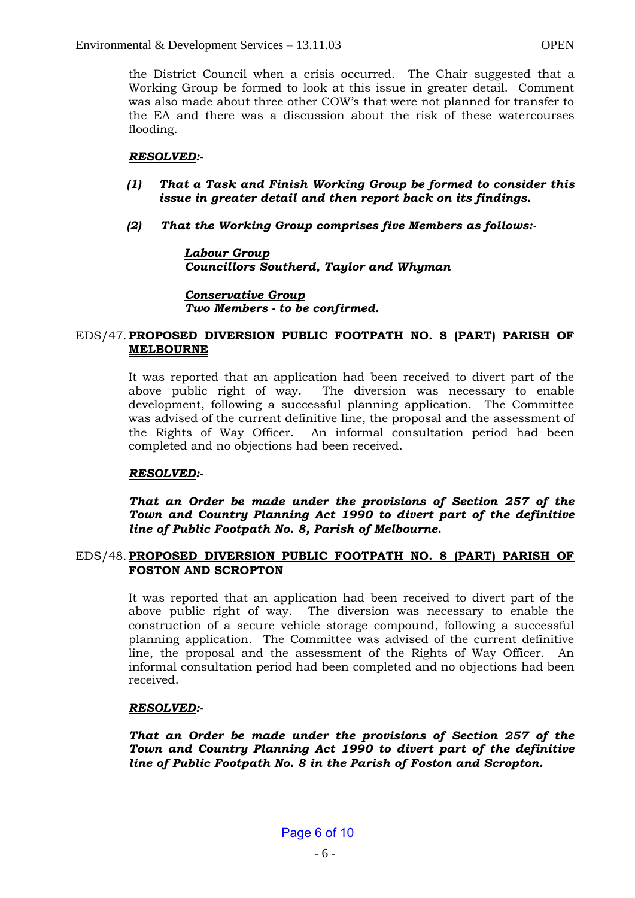the District Council when a crisis occurred. The Chair suggested that a Working Group be formed to look at this issue in greater detail. Comment was also made about three other COW's that were not planned for transfer to the EA and there was a discussion about the risk of these watercourses flooding.

***RESOLVED:-***

***(1) That a Task and Finish Working Group be formed to consider this issue in greater detail and then report back on its findings.***

***(2) That the Working Group comprises five Members as follows:-***

***Labour Group***
***Councillors Southerd, Taylor and Whyman***

***Conservative Group***
***Two Members - to be confirmed.***

## EDS/47. PROPOSED DIVERSION PUBLIC FOOTPATH NO. 8 (PART) PARISH OF MELBOURNE

It was reported that an application had been received to divert part of the above public right of way. The diversion was necessary to enable development, following a successful planning application. The Committee was advised of the current definitive line, the proposal and the assessment of the Rights of Way Officer. An informal consultation period had been completed and no objections had been received.

***RESOLVED:-***

***That an Order be made under the provisions of Section 257 of the Town and Country Planning Act 1990 to divert part of the definitive line of Public Footpath No. 8, Parish of Melbourne.***

## EDS/48. PROPOSED DIVERSION PUBLIC FOOTPATH NO. 8 (PART) PARISH OF FOSTON AND SCROPTON

It was reported that an application had been received to divert part of the above public right of way. The diversion was necessary to enable the construction of a secure vehicle storage compound, following a successful planning application. The Committee was advised of the current definitive line, the proposal and the assessment of the Rights of Way Officer. An informal consultation period had been completed and no objections had been received.

***RESOLVED:-***

***That an Order be made under the provisions of Section 257 of the Town and Country Planning Act 1990 to divert part of the definitive line of Public Footpath No. 8 in the Parish of Foston and Scropton.***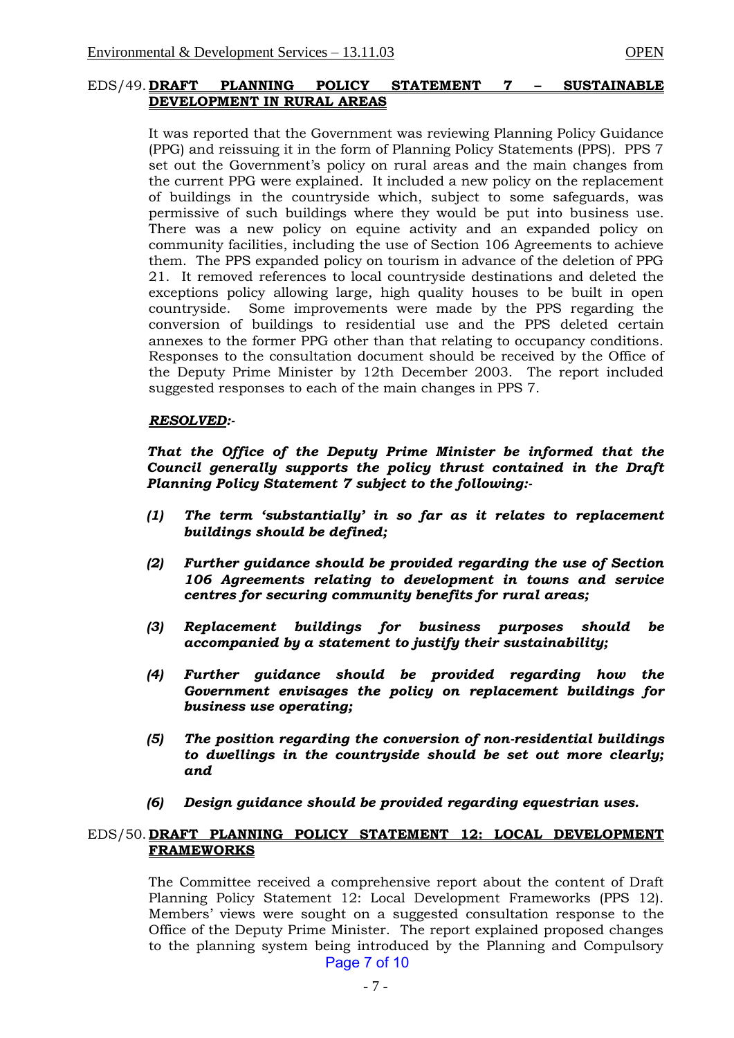## EDS/49. DRAFT PLANNING POLICY STATEMENT 7 – SUSTAINABLE DEVELOPMENT IN RURAL AREAS

It was reported that the Government was reviewing Planning Policy Guidance (PPG) and reissuing it in the form of Planning Policy Statements (PPS). PPS 7 set out the Government's policy on rural areas and the main changes from the current PPG were explained. It included a new policy on the replacement of buildings in the countryside which, subject to some safeguards, was permissive of such buildings where they would be put into business use. There was a new policy on equine activity and an expanded policy on community facilities, including the use of Section 106 Agreements to achieve them. The PPS expanded policy on tourism in advance of the deletion of PPG 21. It removed references to local countryside destinations and deleted the exceptions policy allowing large, high quality houses to be built in open countryside. Some improvements were made by the PPS regarding the conversion of buildings to residential use and the PPS deleted certain annexes to the former PPG other than that relating to occupancy conditions. Responses to the consultation document should be received by the Office of the Deputy Prime Minister by 12th December 2003. The report included suggested responses to each of the main changes in PPS 7.

***RESOLVED:-***

***That the Office of the Deputy Prime Minister be informed that the Council generally supports the policy thrust contained in the Draft Planning Policy Statement 7 subject to the following:-***

***(1) The term 'substantially' in so far as it relates to replacement buildings should be defined;***

***(2) Further guidance should be provided regarding the use of Section 106 Agreements relating to development in towns and service centres for securing community benefits for rural areas;***

***(3) Replacement buildings for business purposes should be accompanied by a statement to justify their sustainability;***

***(4) Further guidance should be provided regarding how the Government envisages the policy on replacement buildings for business use operating;***

***(5) The position regarding the conversion of non-residential buildings to dwellings in the countryside should be set out more clearly; and***

***(6) Design guidance should be provided regarding equestrian uses.***

## EDS/50. DRAFT PLANNING POLICY STATEMENT 12: LOCAL DEVELOPMENT FRAMEWORKS

The Committee received a comprehensive report about the content of Draft Planning Policy Statement 12: Local Development Frameworks (PPS 12). Members' views were sought on a suggested consultation response to the Office of the Deputy Prime Minister. The report explained proposed changes to the planning system being introduced by the Planning and Compulsory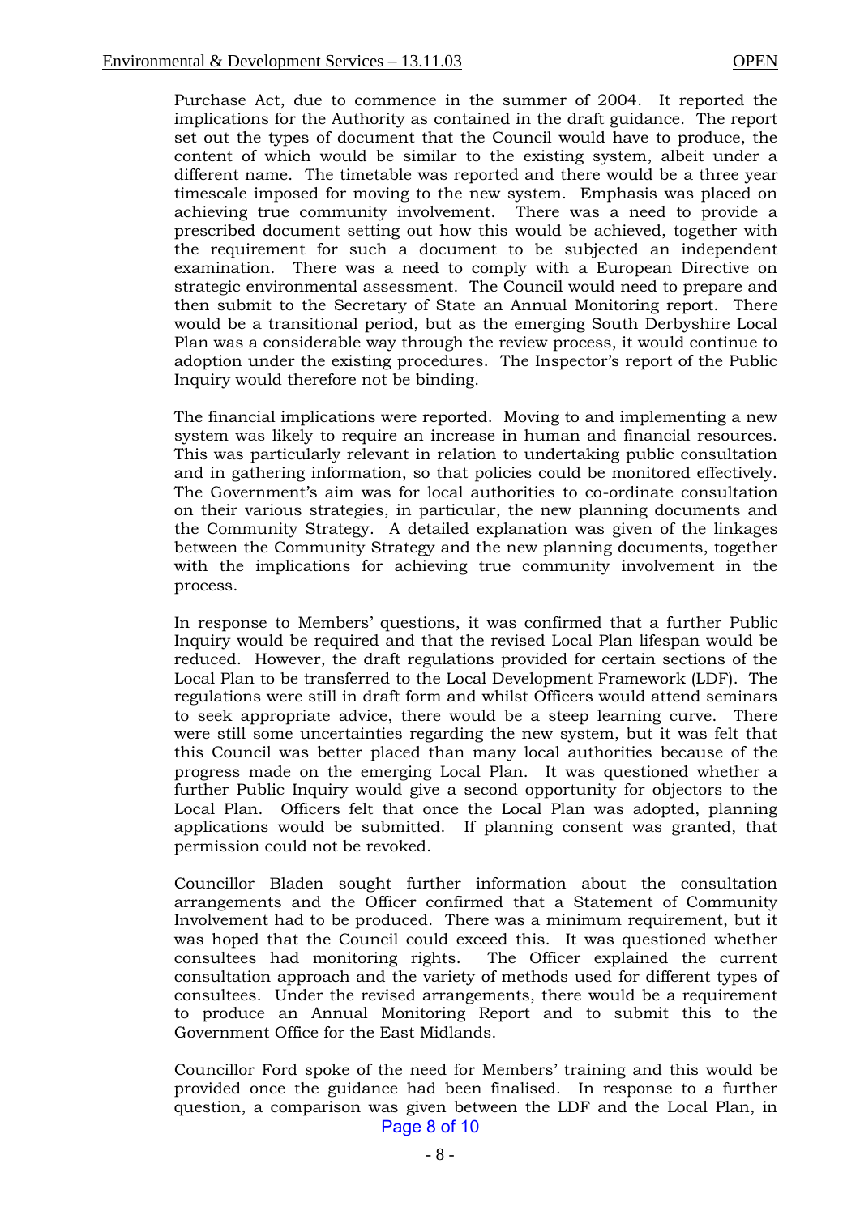Purchase Act, due to commence in the summer of 2004. It reported the implications for the Authority as contained in the draft guidance. The report set out the types of document that the Council would have to produce, the content of which would be similar to the existing system, albeit under a different name. The timetable was reported and there would be a three year timescale imposed for moving to the new system. Emphasis was placed on achieving true community involvement. There was a need to provide a prescribed document setting out how this would be achieved, together with the requirement for such a document to be subjected an independent examination. There was a need to comply with a European Directive on strategic environmental assessment. The Council would need to prepare and then submit to the Secretary of State an Annual Monitoring report. There would be a transitional period, but as the emerging South Derbyshire Local Plan was a considerable way through the review process, it would continue to adoption under the existing procedures. The Inspector's report of the Public Inquiry would therefore not be binding.

The financial implications were reported. Moving to and implementing a new system was likely to require an increase in human and financial resources. This was particularly relevant in relation to undertaking public consultation and in gathering information, so that policies could be monitored effectively. The Government's aim was for local authorities to co-ordinate consultation on their various strategies, in particular, the new planning documents and the Community Strategy. A detailed explanation was given of the linkages between the Community Strategy and the new planning documents, together with the implications for achieving true community involvement in the process.

In response to Members' questions, it was confirmed that a further Public Inquiry would be required and that the revised Local Plan lifespan would be reduced. However, the draft regulations provided for certain sections of the Local Plan to be transferred to the Local Development Framework (LDF). The regulations were still in draft form and whilst Officers would attend seminars to seek appropriate advice, there would be a steep learning curve. There were still some uncertainties regarding the new system, but it was felt that this Council was better placed than many local authorities because of the progress made on the emerging Local Plan. It was questioned whether a further Public Inquiry would give a second opportunity for objectors to the Local Plan. Officers felt that once the Local Plan was adopted, planning applications would be submitted. If planning consent was granted, that permission could not be revoked.

Councillor Bladen sought further information about the consultation arrangements and the Officer confirmed that a Statement of Community Involvement had to be produced. There was a minimum requirement, but it was hoped that the Council could exceed this. It was questioned whether consultees had monitoring rights. The Officer explained the current consultation approach and the variety of methods used for different types of consultees. Under the revised arrangements, there would be a requirement to produce an Annual Monitoring Report and to submit this to the Government Office for the East Midlands.

Councillor Ford spoke of the need for Members' training and this would be provided once the guidance had been finalised. In response to a further question, a comparison was given between the LDF and the Local Plan, in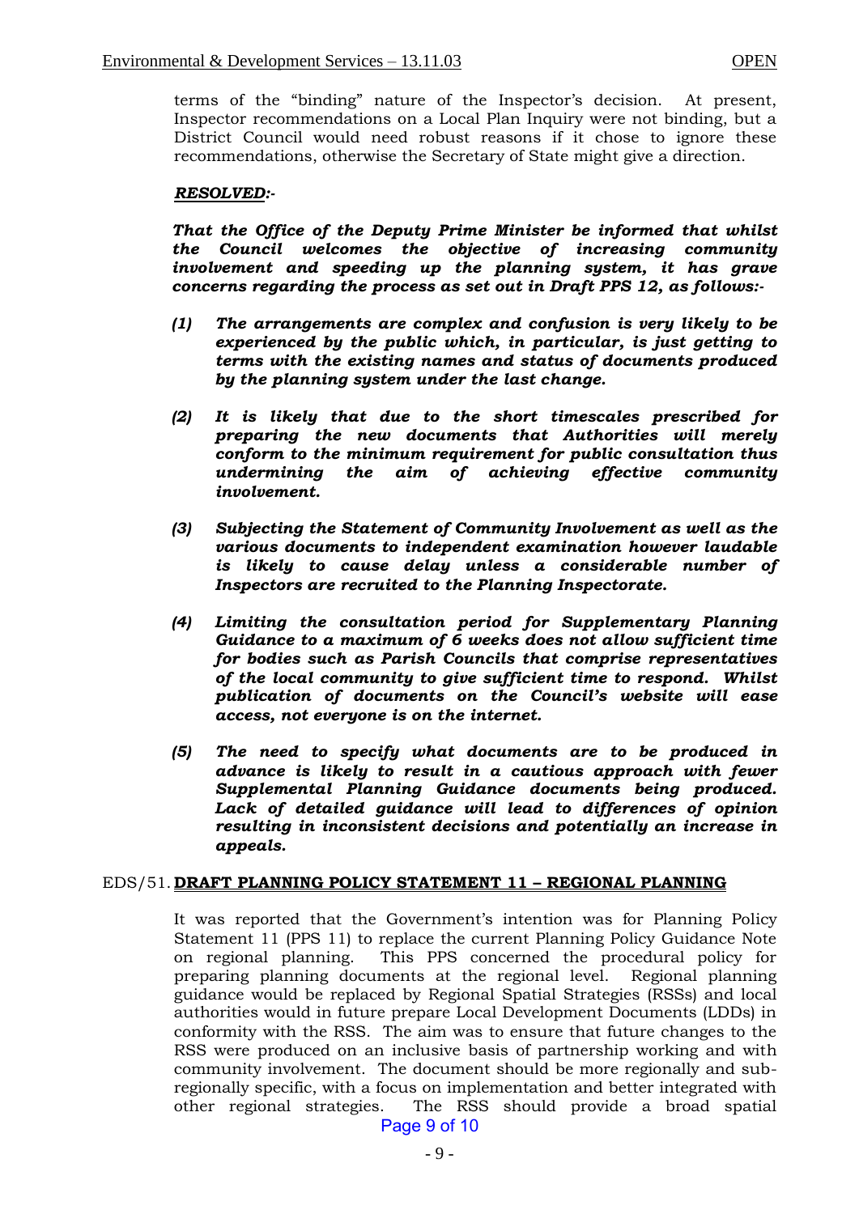terms of the "binding" nature of the Inspector's decision. At present, Inspector recommendations on a Local Plan Inquiry were not binding, but a District Council would need robust reasons if it chose to ignore these recommendations, otherwise the Secretary of State might give a direction.

***RESOLVED:-***

***That the Office of the Deputy Prime Minister be informed that whilst the Council welcomes the objective of increasing community involvement and speeding up the planning system, it has grave concerns regarding the process as set out in Draft PPS 12, as follows:-***

***(1) The arrangements are complex and confusion is very likely to be experienced by the public which, in particular, is just getting to terms with the existing names and status of documents produced by the planning system under the last change.***

***(2) It is likely that due to the short timescales prescribed for preparing the new documents that Authorities will merely conform to the minimum requirement for public consultation thus undermining the aim of achieving effective community involvement.***

***(3) Subjecting the Statement of Community Involvement as well as the various documents to independent examination however laudable is likely to cause delay unless a considerable number of Inspectors are recruited to the Planning Inspectorate.***

***(4) Limiting the consultation period for Supplementary Planning Guidance to a maximum of 6 weeks does not allow sufficient time for bodies such as Parish Councils that comprise representatives of the local community to give sufficient time to respond. Whilst publication of documents on the Council's website will ease access, not everyone is on the internet.***

***(5) The need to specify what documents are to be produced in advance is likely to result in a cautious approach with fewer Supplemental Planning Guidance documents being produced. Lack of detailed guidance will lead to differences of opinion resulting in inconsistent decisions and potentially an increase in appeals.***

EDS/51. **DRAFT PLANNING POLICY STATEMENT 11 – REGIONAL PLANNING**

It was reported that the Government's intention was for Planning Policy Statement 11 (PPS 11) to replace the current Planning Policy Guidance Note on regional planning. This PPS concerned the procedural policy for preparing planning documents at the regional level. Regional planning guidance would be replaced by Regional Spatial Strategies (RSSs) and local authorities would in future prepare Local Development Documents (LDDs) in conformity with the RSS. The aim was to ensure that future changes to the RSS were produced on an inclusive basis of partnership working and with community involvement. The document should be more regionally and sub-regionally specific, with a focus on implementation and better integrated with other regional strategies. The RSS should provide a broad spatial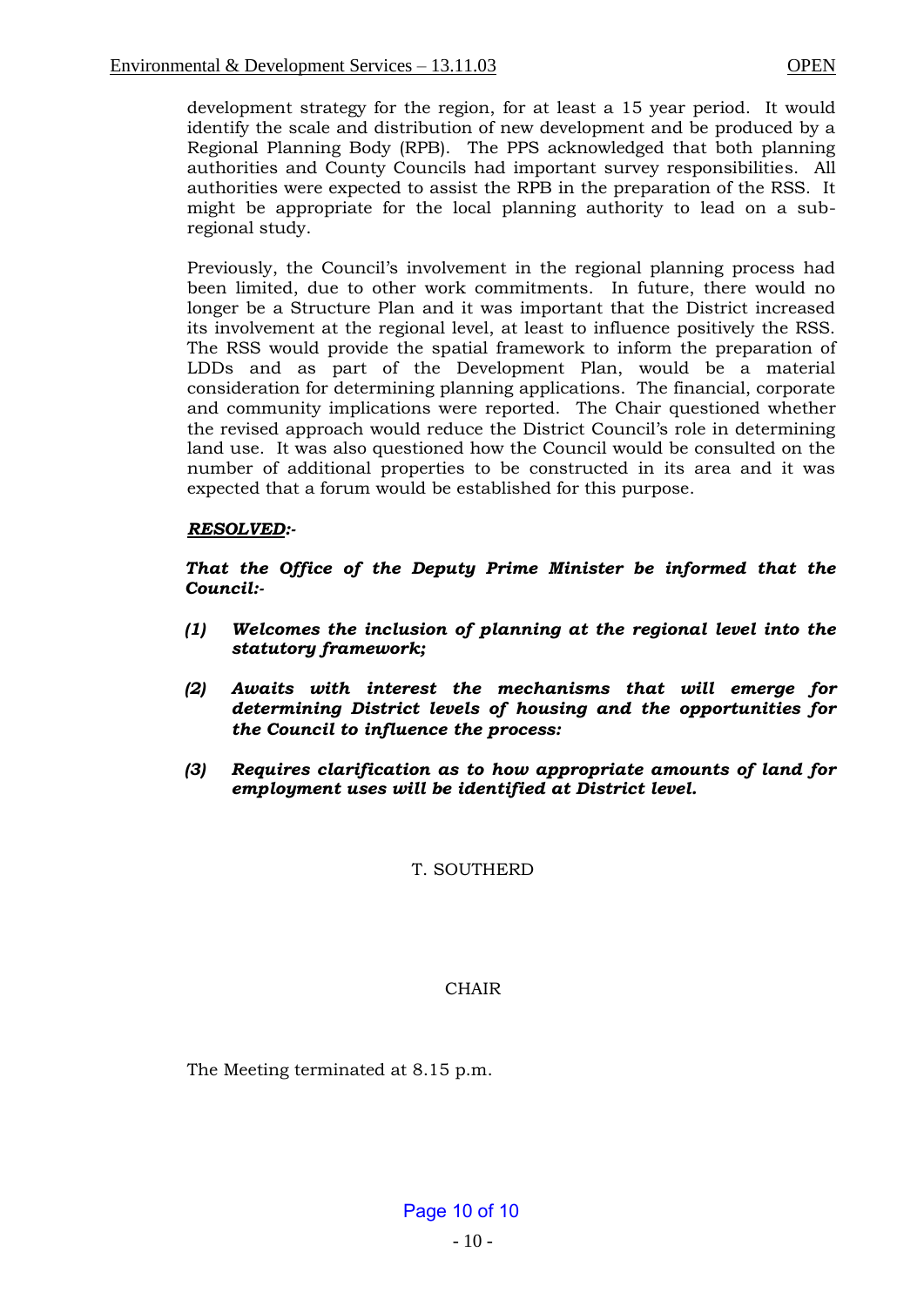development strategy for the region, for at least a 15 year period. It would identify the scale and distribution of new development and be produced by a Regional Planning Body (RPB). The PPS acknowledged that both planning authorities and County Councils had important survey responsibilities. All authorities were expected to assist the RPB in the preparation of the RSS. It might be appropriate for the local planning authority to lead on a sub-regional study.

Previously, the Council's involvement in the regional planning process had been limited, due to other work commitments. In future, there would no longer be a Structure Plan and it was important that the District increased its involvement at the regional level, at least to influence positively the RSS. The RSS would provide the spatial framework to inform the preparation of LDDs and as part of the Development Plan, would be a material consideration for determining planning applications. The financial, corporate and community implications were reported. The Chair questioned whether the revised approach would reduce the District Council's role in determining land use. It was also questioned how the Council would be consulted on the number of additional properties to be constructed in its area and it was expected that a forum would be established for this purpose.

***RESOLVED:-***

***That the Office of the Deputy Prime Minister be informed that the Council:-***

***(1) Welcomes the inclusion of planning at the regional level into the statutory framework;***

***(2) Awaits with interest the mechanisms that will emerge for determining District levels of housing and the opportunities for the Council to influence the process:***

***(3) Requires clarification as to how appropriate amounts of land for employment uses will be identified at District level.***

T. SOUTHERD

CHAIR

The Meeting terminated at 8.15 p.m.